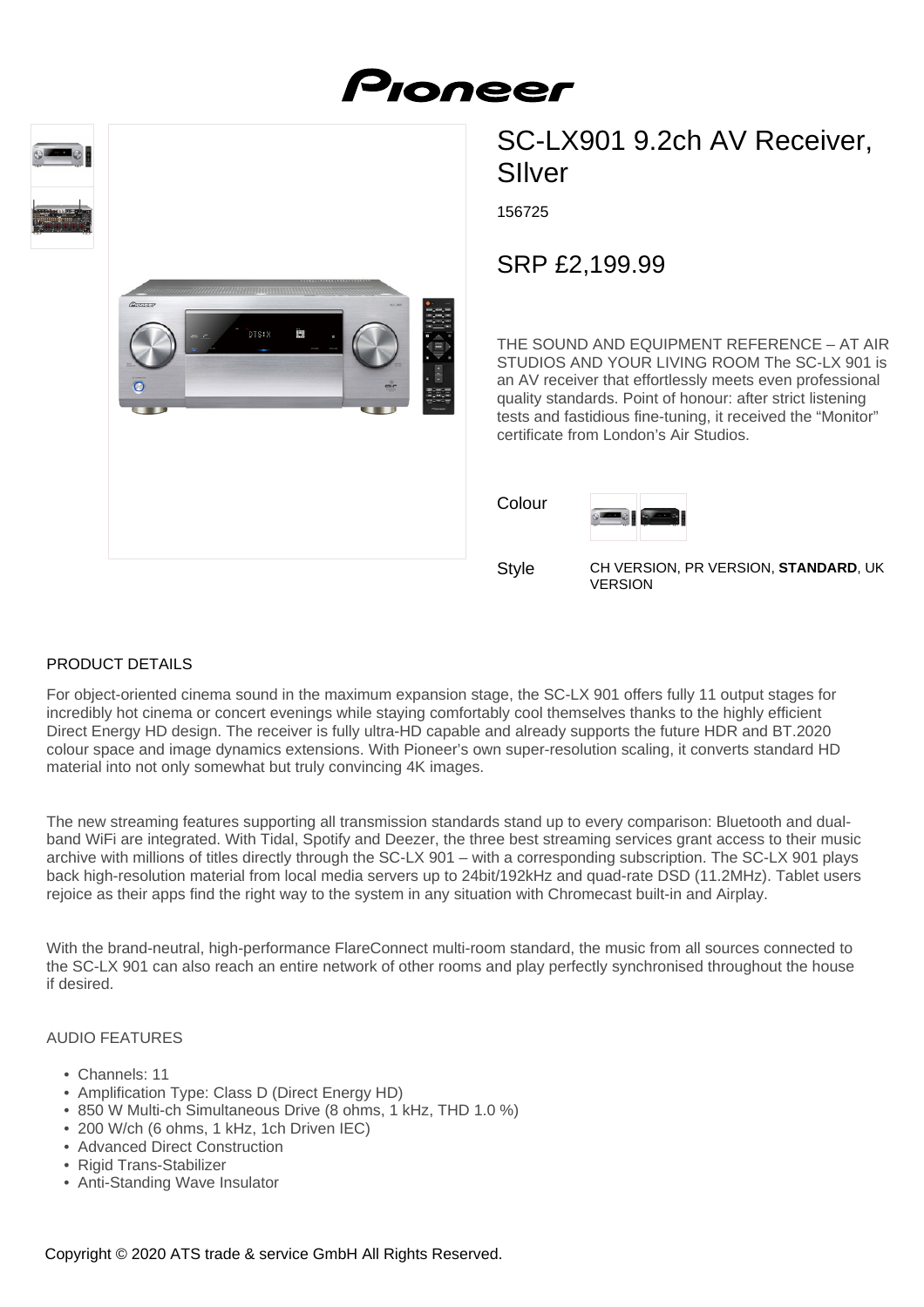# SC-LX901 9.2ch AV Receiver, SIlver

156725

## SRP £2,199.99

THE SOUND AND EQUIPMENT REFERENCE – AT AIR STUDIOS AND YOUR LIVING ROOM The SC-LX 901 is an AV receiver that effortlessly meets even professional quality standards. Point of honour: after strict listening tests and fastidious fine-tuning, it received the "Monitor" certificate from London's Air Studios.

Colour

Style CH VERSION, PR VERSION, **STANDARD**, UK VERSION

## PRODUCT DETAILS

For object-oriented cinema sound in the maximum expansion stage, the SC-LX 901 offers fully 11 output stages for incredibly hot cinema or concert evenings while staying comfortably cool themselves thanks to the highly efficient Direct Energy HD design. The receiver is fully ultra-HD capable and already supports the future HDR and BT.2020 colour space and image dynamics extensions. With Pioneer's own super-resolution scaling, it converts standard HD material into not only somewhat but truly convincing 4K images.

The new streaming features supporting all transmission standards stand up to every comparison: Bluetooth and dual-band WiFi are integrated. With Tidal, Spotify and Deezer, the three best streaming services grant access to their music archive with millions of titles directly through the SC-LX 901 – with a corresponding subscription. The SC-LX 901 plays back high-resolution material from local media servers up to 24bit/192kHz and quad-rate DSD (11.2MHz). Tablet users rejoice as their apps find the right way to the system in any situation with Chromecast built-in and Airplay.

With the brand-neutral, high-performance FlareConnect multi-room standard, the music from all sources connected to the SC-LX 901 can also reach an entire network of other rooms and play perfectly synchronised throughout the house if desired.

## AUDIO FEATURES

- Channels: 11
- Amplification Type: Class D (Direct Energy HD)
- 850 W Multi-ch Simultaneous Drive (8 ohms, 1 kHz, THD 1.0 %)
- 200 W/ch (6 ohms, 1 kHz, 1ch Driven IEC)
- Advanced Direct Construction
- Rigid Trans-Stabilizer
- Anti-Standing Wave Insulator

Copyright © 2020 ATS trade & service GmbH All Rights Reserved.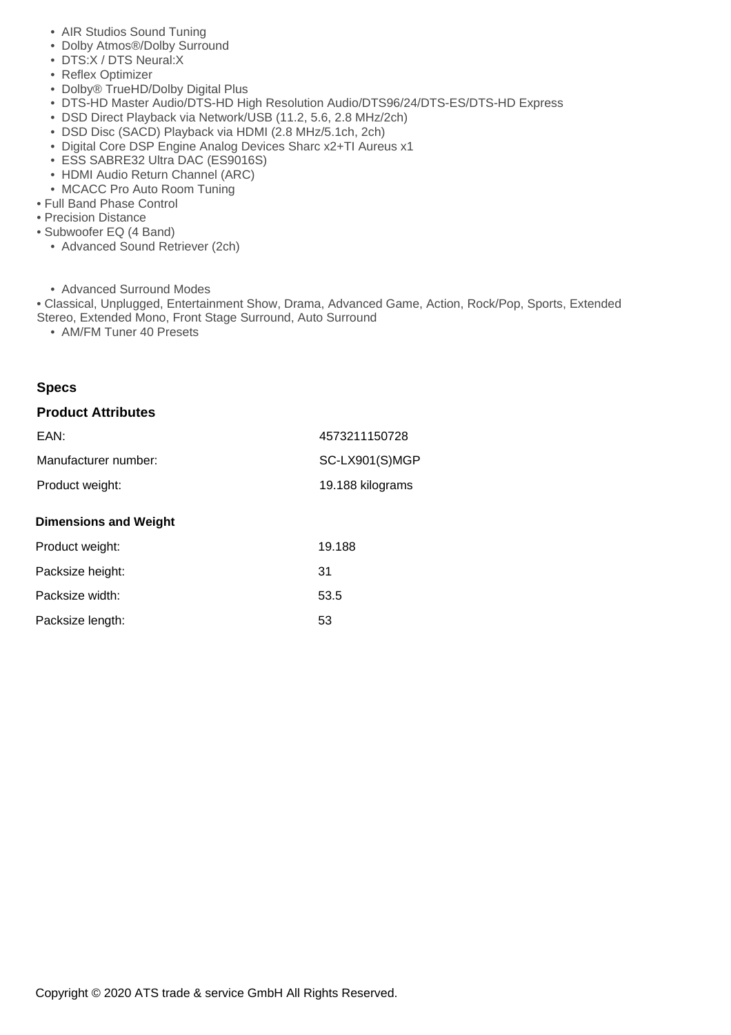- AIR Studios Sound Tuning
- Dolby Atmos®/Dolby Surround
- DTS:X / DTS Neural:X
- Reflex Optimizer
- Dolby® TrueHD/Dolby Digital Plus
- DTS-HD Master Audio/DTS-HD High Resolution Audio/DTS96/24/DTS-ES/DTS-HD Express
- DSD Direct Playback via Network/USB (11.2, 5.6, 2.8 MHz/2ch)
- DSD Disc (SACD) Playback via HDMI (2.8 MHz/5.1ch, 2ch)
- Digital Core DSP Engine Analog Devices Sharc x2+TI Aureus x1
- ESS SABRE32 Ultra DAC (ES9016S)
- HDMI Audio Return Channel (ARC)
- MCACC Pro Auto Room Tuning

• Full Band Phase Control
• Precision Distance
• Subwoofer EQ (4 Band)

- Advanced Sound Retriever (2ch)

- Advanced Surround Modes

• Classical, Unplugged, Entertainment Show, Drama, Advanced Game, Action, Rock/Pop, Sports, Extended Stereo, Extended Mono, Front Stage Surround, Auto Surround

- AM/FM Tuner 40 Presets

## Specs

### Product Attributes

| | |
|---|---|
| EAN: | 4573211150728 |
| Manufacturer number: | SC-LX901(S)MGP |
| Product weight: | 19.188 kilograms |

### Dimensions and Weight

| | |
|---|---|
| Product weight: | 19.188 |
| Packsize height: | 31 |
| Packsize width: | 53.5 |
| Packsize length: | 53 |

Copyright © 2020 ATS trade & service GmbH All Rights Reserved.